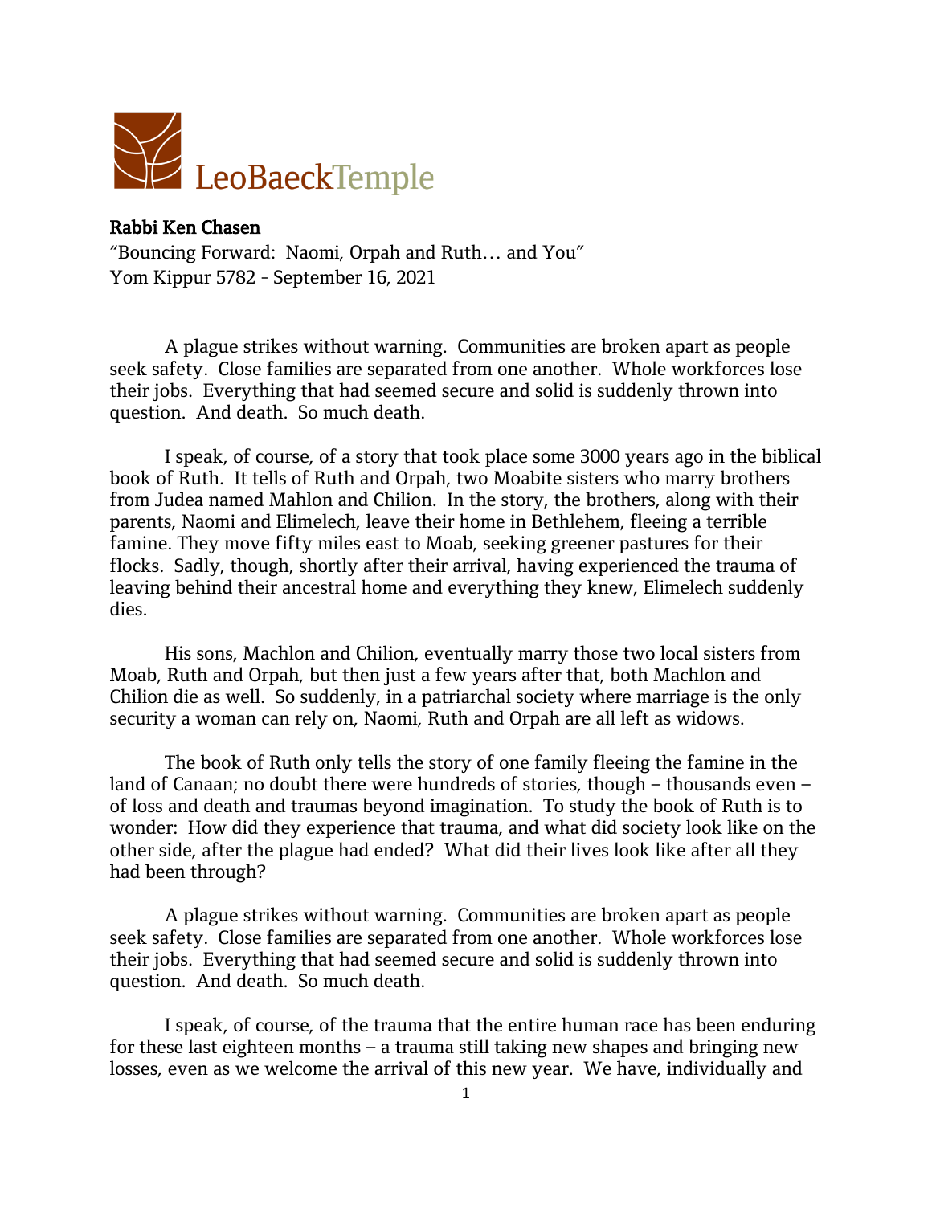LeoBaeckTemple

**Rabbi Ken Chasen**
"Bouncing Forward: Naomi, Orpah and Ruth… and You"
Yom Kippur 5782 - September 16, 2021

A plague strikes without warning. Communities are broken apart as people seek safety. Close families are separated from one another. Whole workforces lose their jobs. Everything that had seemed secure and solid is suddenly thrown into question. And death. So much death.

I speak, of course, of a story that took place some 3000 years ago in the biblical book of Ruth. It tells of Ruth and Orpah, two Moabite sisters who marry brothers from Judea named Mahlon and Chilion. In the story, the brothers, along with their parents, Naomi and Elimelech, leave their home in Bethlehem, fleeing a terrible famine. They move fifty miles east to Moab, seeking greener pastures for their flocks. Sadly, though, shortly after their arrival, having experienced the trauma of leaving behind their ancestral home and everything they knew, Elimelech suddenly dies.

His sons, Machlon and Chilion, eventually marry those two local sisters from Moab, Ruth and Orpah, but then just a few years after that, both Machlon and Chilion die as well. So suddenly, in a patriarchal society where marriage is the only security a woman can rely on, Naomi, Ruth and Orpah are all left as widows.

The book of Ruth only tells the story of one family fleeing the famine in the land of Canaan; no doubt there were hundreds of stories, though – thousands even – of loss and death and traumas beyond imagination. To study the book of Ruth is to wonder: How did they experience that trauma, and what did society look like on the other side, after the plague had ended? What did their lives look like after all they had been through?

A plague strikes without warning. Communities are broken apart as people seek safety. Close families are separated from one another. Whole workforces lose their jobs. Everything that had seemed secure and solid is suddenly thrown into question. And death. So much death.

I speak, of course, of the trauma that the entire human race has been enduring for these last eighteen months – a trauma still taking new shapes and bringing new losses, even as we welcome the arrival of this new year. We have, individually and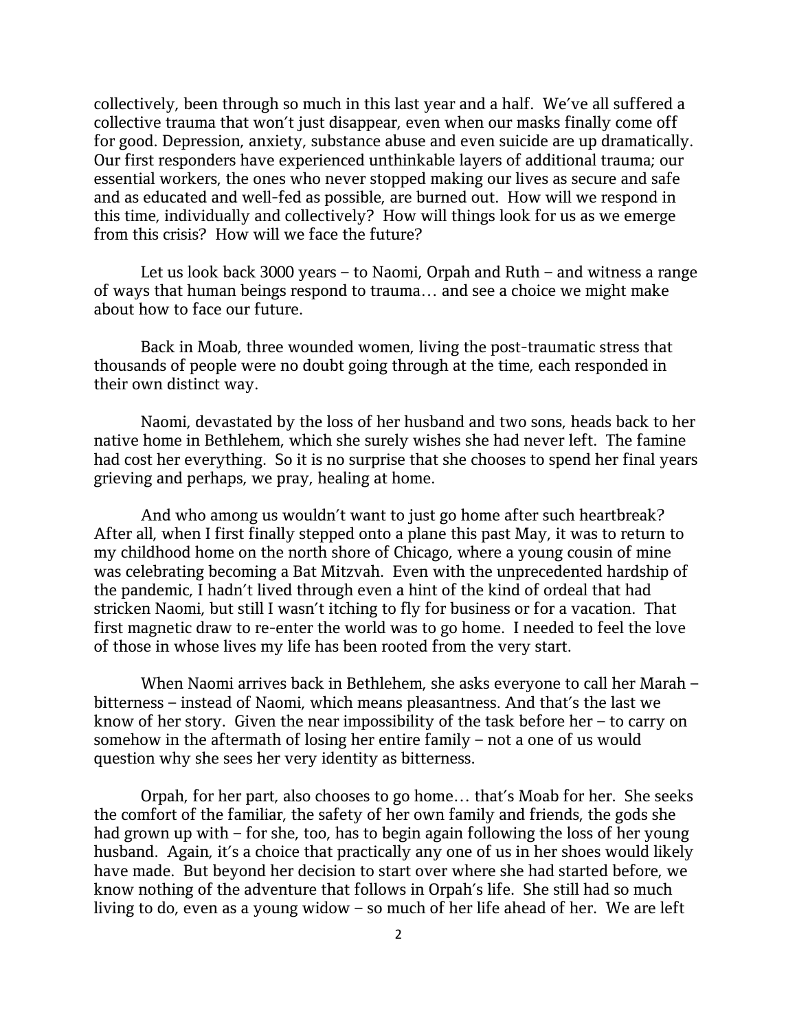collectively, been through so much in this last year and a half. We've all suffered a collective trauma that won't just disappear, even when our masks finally come off for good. Depression, anxiety, substance abuse and even suicide are up dramatically. Our first responders have experienced unthinkable layers of additional trauma; our essential workers, the ones who never stopped making our lives as secure and safe and as educated and well-fed as possible, are burned out. How will we respond in this time, individually and collectively? How will things look for us as we emerge from this crisis? How will we face the future?

Let us look back 3000 years – to Naomi, Orpah and Ruth – and witness a range of ways that human beings respond to trauma… and see a choice we might make about how to face our future.

Back in Moab, three wounded women, living the post-traumatic stress that thousands of people were no doubt going through at the time, each responded in their own distinct way.

Naomi, devastated by the loss of her husband and two sons, heads back to her native home in Bethlehem, which she surely wishes she had never left. The famine had cost her everything. So it is no surprise that she chooses to spend her final years grieving and perhaps, we pray, healing at home.

And who among us wouldn't want to just go home after such heartbreak? After all, when I first finally stepped onto a plane this past May, it was to return to my childhood home on the north shore of Chicago, where a young cousin of mine was celebrating becoming a Bat Mitzvah. Even with the unprecedented hardship of the pandemic, I hadn't lived through even a hint of the kind of ordeal that had stricken Naomi, but still I wasn't itching to fly for business or for a vacation. That first magnetic draw to re-enter the world was to go home. I needed to feel the love of those in whose lives my life has been rooted from the very start.

When Naomi arrives back in Bethlehem, she asks everyone to call her Marah – bitterness – instead of Naomi, which means pleasantness. And that's the last we know of her story. Given the near impossibility of the task before her – to carry on somehow in the aftermath of losing her entire family – not a one of us would question why she sees her very identity as bitterness.

Orpah, for her part, also chooses to go home… that's Moab for her. She seeks the comfort of the familiar, the safety of her own family and friends, the gods she had grown up with – for she, too, has to begin again following the loss of her young husband. Again, it's a choice that practically any one of us in her shoes would likely have made. But beyond her decision to start over where she had started before, we know nothing of the adventure that follows in Orpah's life. She still had so much living to do, even as a young widow – so much of her life ahead of her. We are left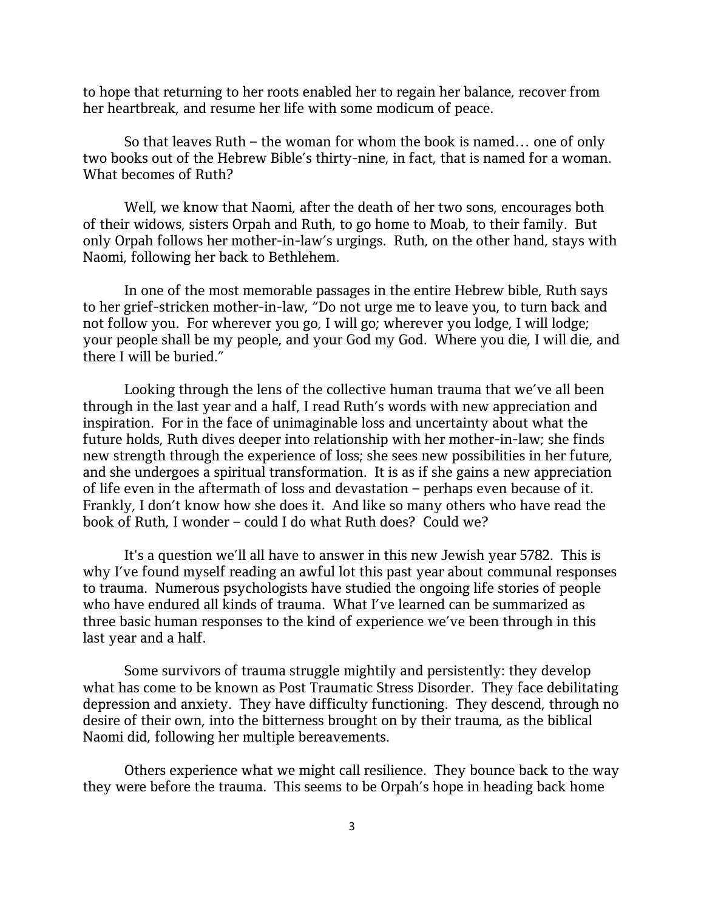to hope that returning to her roots enabled her to regain her balance, recover from her heartbreak, and resume her life with some modicum of peace.

So that leaves Ruth – the woman for whom the book is named… one of only two books out of the Hebrew Bible's thirty-nine, in fact, that is named for a woman. What becomes of Ruth?

Well, we know that Naomi, after the death of her two sons, encourages both of their widows, sisters Orpah and Ruth, to go home to Moab, to their family. But only Orpah follows her mother-in-law's urgings. Ruth, on the other hand, stays with Naomi, following her back to Bethlehem.

In one of the most memorable passages in the entire Hebrew bible, Ruth says to her grief-stricken mother-in-law, "Do not urge me to leave you, to turn back and not follow you. For wherever you go, I will go; wherever you lodge, I will lodge; your people shall be my people, and your God my God. Where you die, I will die, and there I will be buried."

Looking through the lens of the collective human trauma that we've all been through in the last year and a half, I read Ruth's words with new appreciation and inspiration. For in the face of unimaginable loss and uncertainty about what the future holds, Ruth dives deeper into relationship with her mother-in-law; she finds new strength through the experience of loss; she sees new possibilities in her future, and she undergoes a spiritual transformation. It is as if she gains a new appreciation of life even in the aftermath of loss and devastation – perhaps even because of it. Frankly, I don't know how she does it. And like so many others who have read the book of Ruth, I wonder – could I do what Ruth does? Could we?

It's a question we'll all have to answer in this new Jewish year 5782. This is why I've found myself reading an awful lot this past year about communal responses to trauma. Numerous psychologists have studied the ongoing life stories of people who have endured all kinds of trauma. What I've learned can be summarized as three basic human responses to the kind of experience we've been through in this last year and a half.

Some survivors of trauma struggle mightily and persistently: they develop what has come to be known as Post Traumatic Stress Disorder. They face debilitating depression and anxiety. They have difficulty functioning. They descend, through no desire of their own, into the bitterness brought on by their trauma, as the biblical Naomi did, following her multiple bereavements.

Others experience what we might call resilience. They bounce back to the way they were before the trauma. This seems to be Orpah's hope in heading back home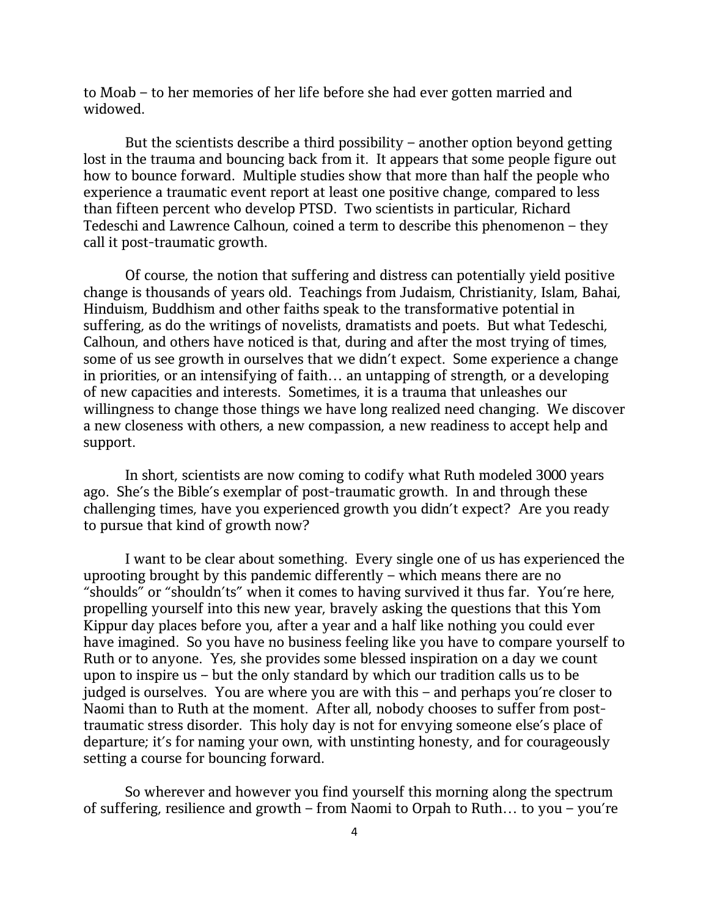to Moab – to her memories of her life before she had ever gotten married and widowed.

But the scientists describe a third possibility – another option beyond getting lost in the trauma and bouncing back from it. It appears that some people figure out how to bounce forward. Multiple studies show that more than half the people who experience a traumatic event report at least one positive change, compared to less than fifteen percent who develop PTSD. Two scientists in particular, Richard Tedeschi and Lawrence Calhoun, coined a term to describe this phenomenon – they call it post-traumatic growth.

Of course, the notion that suffering and distress can potentially yield positive change is thousands of years old. Teachings from Judaism, Christianity, Islam, Bahai, Hinduism, Buddhism and other faiths speak to the transformative potential in suffering, as do the writings of novelists, dramatists and poets. But what Tedeschi, Calhoun, and others have noticed is that, during and after the most trying of times, some of us see growth in ourselves that we didn't expect. Some experience a change in priorities, or an intensifying of faith… an untapping of strength, or a developing of new capacities and interests. Sometimes, it is a trauma that unleashes our willingness to change those things we have long realized need changing. We discover a new closeness with others, a new compassion, a new readiness to accept help and support.

In short, scientists are now coming to codify what Ruth modeled 3000 years ago. She's the Bible's exemplar of post-traumatic growth. In and through these challenging times, have you experienced growth you didn't expect? Are you ready to pursue that kind of growth now?

I want to be clear about something. Every single one of us has experienced the uprooting brought by this pandemic differently – which means there are no "shoulds" or "shouldn'ts" when it comes to having survived it thus far. You're here, propelling yourself into this new year, bravely asking the questions that this Yom Kippur day places before you, after a year and a half like nothing you could ever have imagined. So you have no business feeling like you have to compare yourself to Ruth or to anyone. Yes, she provides some blessed inspiration on a day we count upon to inspire us – but the only standard by which our tradition calls us to be judged is ourselves. You are where you are with this – and perhaps you're closer to Naomi than to Ruth at the moment. After all, nobody chooses to suffer from post-traumatic stress disorder. This holy day is not for envying someone else's place of departure; it's for naming your own, with unstinting honesty, and for courageously setting a course for bouncing forward.

So wherever and however you find yourself this morning along the spectrum of suffering, resilience and growth – from Naomi to Orpah to Ruth… to you – you're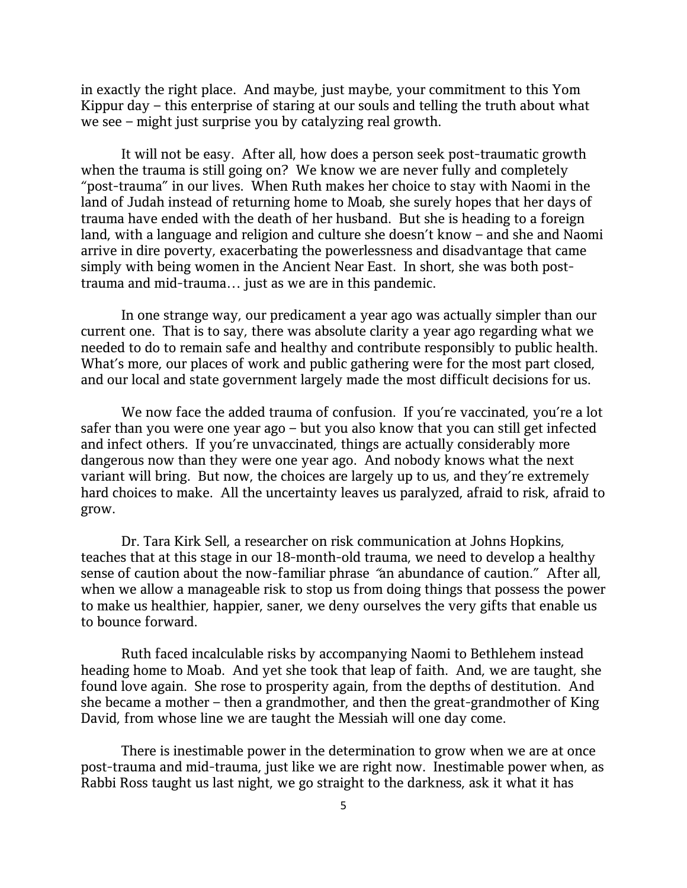in exactly the right place. And maybe, just maybe, your commitment to this Yom Kippur day – this enterprise of staring at our souls and telling the truth about what we see – might just surprise you by catalyzing real growth.

It will not be easy. After all, how does a person seek post-traumatic growth when the trauma is still going on? We know we are never fully and completely "post-trauma" in our lives. When Ruth makes her choice to stay with Naomi in the land of Judah instead of returning home to Moab, she surely hopes that her days of trauma have ended with the death of her husband. But she is heading to a foreign land, with a language and religion and culture she doesn't know – and she and Naomi arrive in dire poverty, exacerbating the powerlessness and disadvantage that came simply with being women in the Ancient Near East. In short, she was both post-trauma and mid-trauma… just as we are in this pandemic.

In one strange way, our predicament a year ago was actually simpler than our current one. That is to say, there was absolute clarity a year ago regarding what we needed to do to remain safe and healthy and contribute responsibly to public health. What's more, our places of work and public gathering were for the most part closed, and our local and state government largely made the most difficult decisions for us.

We now face the added trauma of confusion. If you're vaccinated, you're a lot safer than you were one year ago – but you also know that you can still get infected and infect others. If you're unvaccinated, things are actually considerably more dangerous now than they were one year ago. And nobody knows what the next variant will bring. But now, the choices are largely up to us, and they're extremely hard choices to make. All the uncertainty leaves us paralyzed, afraid to risk, afraid to grow.

Dr. Tara Kirk Sell, a researcher on risk communication at Johns Hopkins, teaches that at this stage in our 18-month-old trauma, we need to develop a healthy sense of caution about the now-familiar phrase "an abundance of caution." After all, when we allow a manageable risk to stop us from doing things that possess the power to make us healthier, happier, saner, we deny ourselves the very gifts that enable us to bounce forward.

Ruth faced incalculable risks by accompanying Naomi to Bethlehem instead heading home to Moab. And yet she took that leap of faith. And, we are taught, she found love again. She rose to prosperity again, from the depths of destitution. And she became a mother – then a grandmother, and then the great-grandmother of King David, from whose line we are taught the Messiah will one day come.

There is inestimable power in the determination to grow when we are at once post-trauma and mid-trauma, just like we are right now. Inestimable power when, as Rabbi Ross taught us last night, we go straight to the darkness, ask it what it has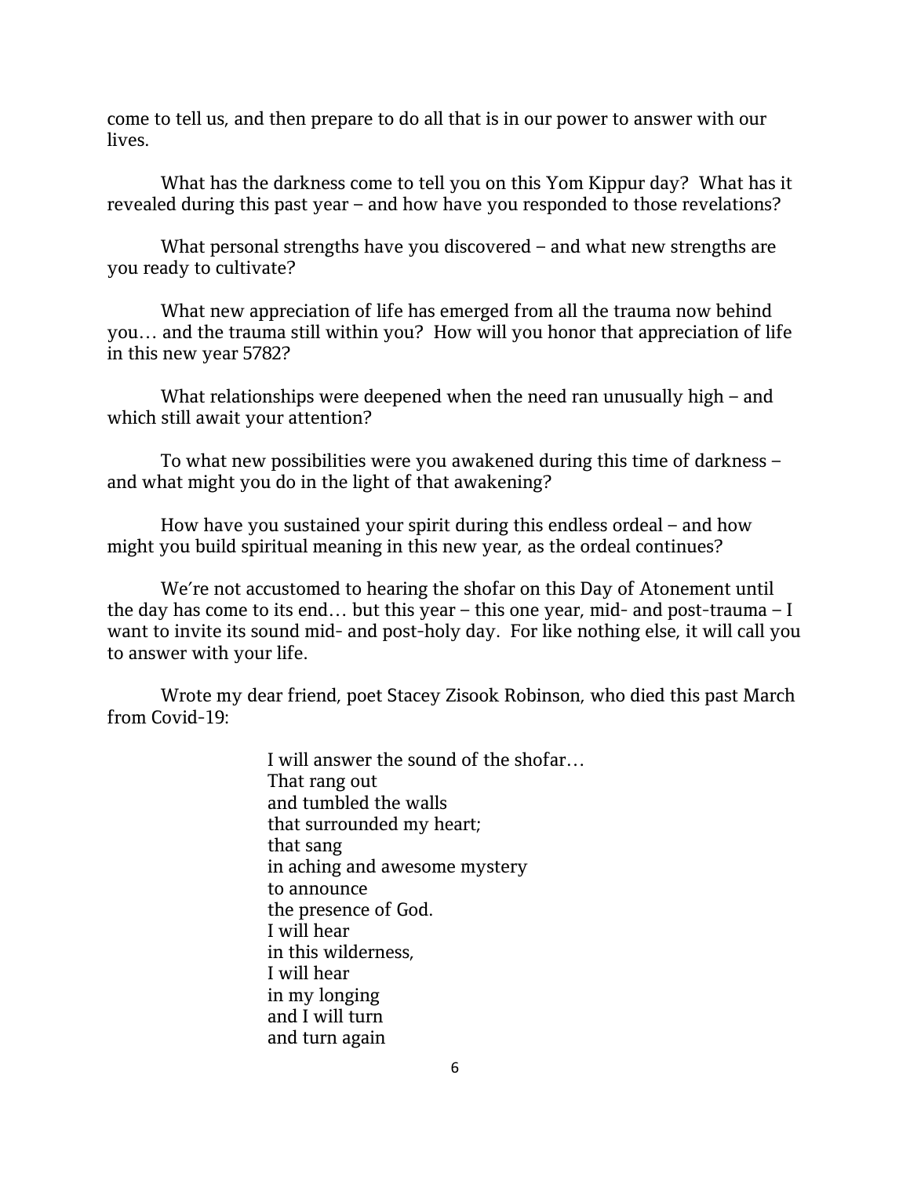come to tell us, and then prepare to do all that is in our power to answer with our lives.

What has the darkness come to tell you on this Yom Kippur day? What has it revealed during this past year – and how have you responded to those revelations?

What personal strengths have you discovered – and what new strengths are you ready to cultivate?

What new appreciation of life has emerged from all the trauma now behind you… and the trauma still within you? How will you honor that appreciation of life in this new year 5782?

What relationships were deepened when the need ran unusually high – and which still await your attention?

To what new possibilities were you awakened during this time of darkness – and what might you do in the light of that awakening?

How have you sustained your spirit during this endless ordeal – and how might you build spiritual meaning in this new year, as the ordeal continues?

We're not accustomed to hearing the shofar on this Day of Atonement until the day has come to its end… but this year – this one year, mid- and post-trauma – I want to invite its sound mid- and post-holy day. For like nothing else, it will call you to answer with your life.

Wrote my dear friend, poet Stacey Zisook Robinson, who died this past March from Covid-19:

> I will answer the sound of the shofar…
> That rang out
> and tumbled the walls
> that surrounded my heart;
> that sang
> in aching and awesome mystery
> to announce
> the presence of God.
> I will hear
> in this wilderness,
> I will hear
> in my longing
> and I will turn
> and turn again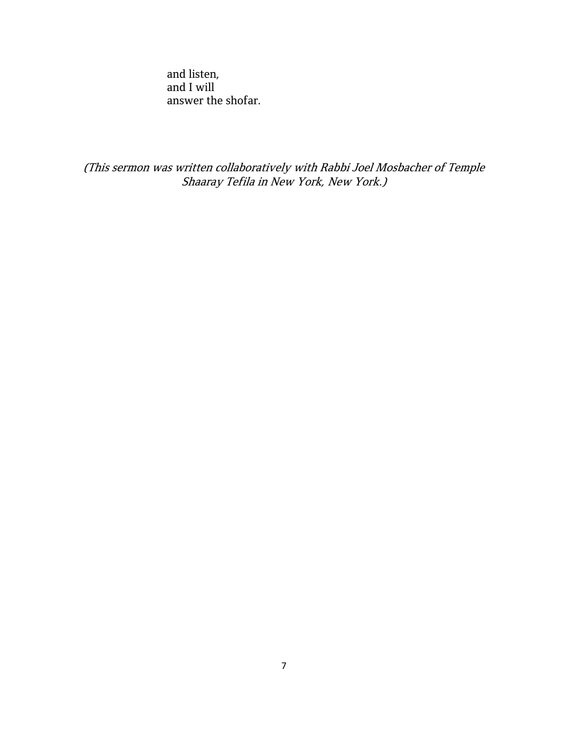and listen,  
and I will  
answer the shofar.

*(This sermon was written collaboratively with Rabbi Joel Mosbacher of Temple Shaaray Tefila in New York, New York.)*